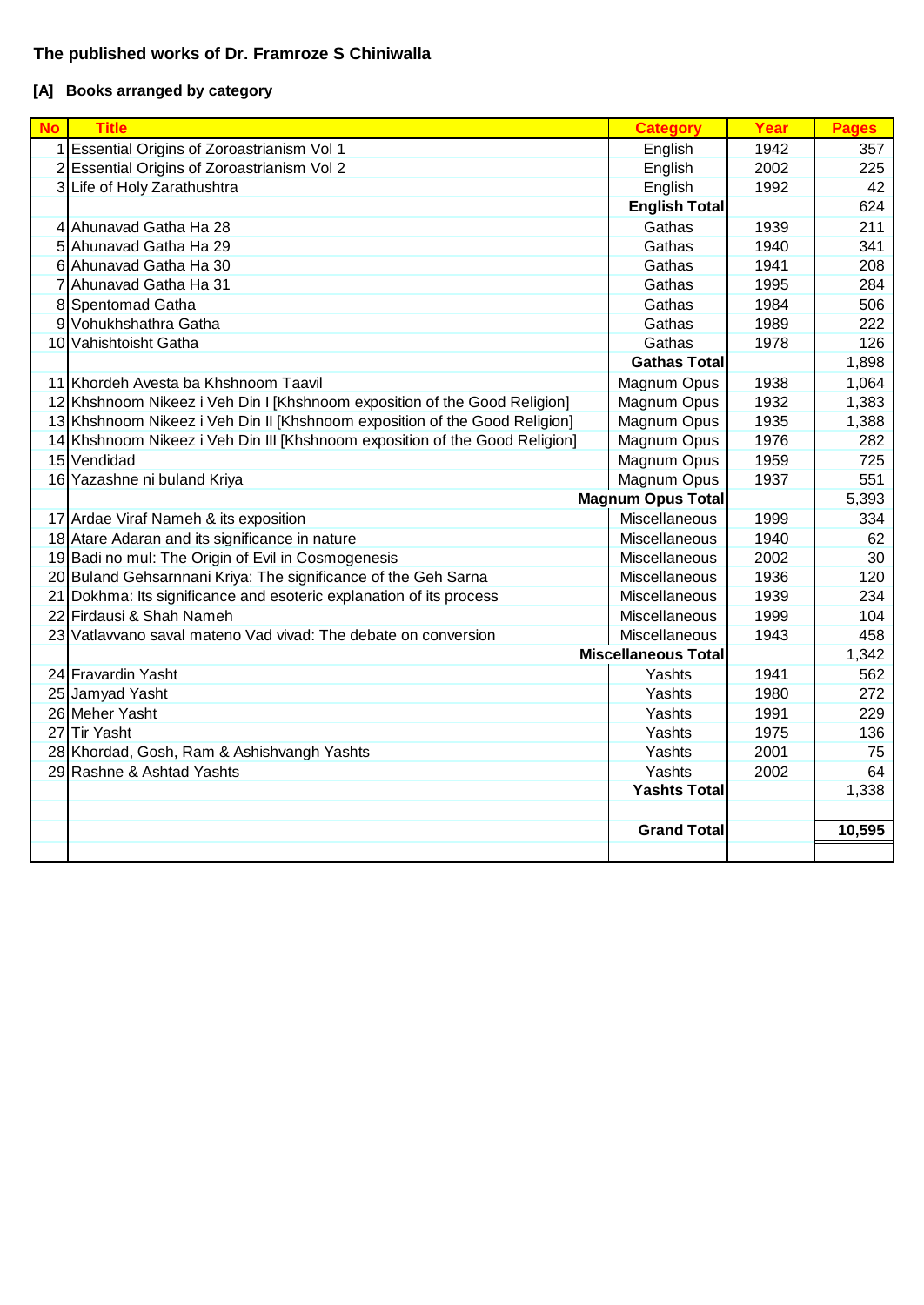# The published works of Dr. Framroze S Chiniwalla

## [A] Books arranged by category

| No | Title | Category | Year | Pages |
|---|---|---|---|---|
| 1 | Essential Origins of Zoroastrianism Vol 1 | English | 1942 | 357 |
| 2 | Essential Origins of Zoroastrianism Vol 2 | English | 2002 | 225 |
| 3 | Life of Holy Zarathushtra | English | 1992 | 42 |
| | | **English Total** | | 624 |
| 4 | Ahunavad Gatha Ha 28 | Gathas | 1939 | 211 |
| 5 | Ahunavad Gatha Ha 29 | Gathas | 1940 | 341 |
| 6 | Ahunavad Gatha Ha 30 | Gathas | 1941 | 208 |
| 7 | Ahunavad Gatha Ha 31 | Gathas | 1995 | 284 |
| 8 | Spentomad Gatha | Gathas | 1984 | 506 |
| 9 | Vohukhshathra Gatha | Gathas | 1989 | 222 |
| 10 | Vahishtoisht Gatha | Gathas | 1978 | 126 |
| | | **Gathas Total** | | 1,898 |
| 11 | Khordeh Avesta ba Khshnoom Taavil | Magnum Opus | 1938 | 1,064 |
| 12 | Khshnoom Nikeez i Veh Din I [Khshnoom exposition of the Good Religion] | Magnum Opus | 1932 | 1,383 |
| 13 | Khshnoom Nikeez i Veh Din II [Khshnoom exposition of the Good Religion] | Magnum Opus | 1935 | 1,388 |
| 14 | Khshnoom Nikeez i Veh Din III [Khshnoom exposition of the Good Religion] | Magnum Opus | 1976 | 282 |
| 15 | Vendidad | Magnum Opus | 1959 | 725 |
| 16 | Yazashne ni buland Kriya | Magnum Opus | 1937 | 551 |
| | | **Magnum Opus Total** | | 5,393 |
| 17 | Ardae Viraf Nameh & its exposition | Miscellaneous | 1999 | 334 |
| 18 | Atare Adaran and its significance in nature | Miscellaneous | 1940 | 62 |
| 19 | Badi no mul: The Origin of Evil in Cosmogenesis | Miscellaneous | 2002 | 30 |
| 20 | Buland Gehsarnnani Kriya: The significance of the Geh Sarna | Miscellaneous | 1936 | 120 |
| 21 | Dokhma: Its significance and esoteric explanation of its process | Miscellaneous | 1939 | 234 |
| 22 | Firdausi & Shah Nameh | Miscellaneous | 1999 | 104 |
| 23 | Vatlavvano saval mateno Vad vivad: The debate on conversion | Miscellaneous | 1943 | 458 |
| | | **Miscellaneous Total** | | 1,342 |
| 24 | Fravardin Yasht | Yashts | 1941 | 562 |
| 25 | Jamyad Yasht | Yashts | 1980 | 272 |
| 26 | Meher Yasht | Yashts | 1991 | 229 |
| 27 | Tir Yasht | Yashts | 1975 | 136 |
| 28 | Khordad, Gosh, Ram & Ashishvangh Yashts | Yashts | 2001 | 75 |
| 29 | Rashne & Ashtad Yashts | Yashts | 2002 | 64 |
| | | **Yashts Total** | | 1,338 |
| | | | | |
| | | **Grand Total** | | **10,595** |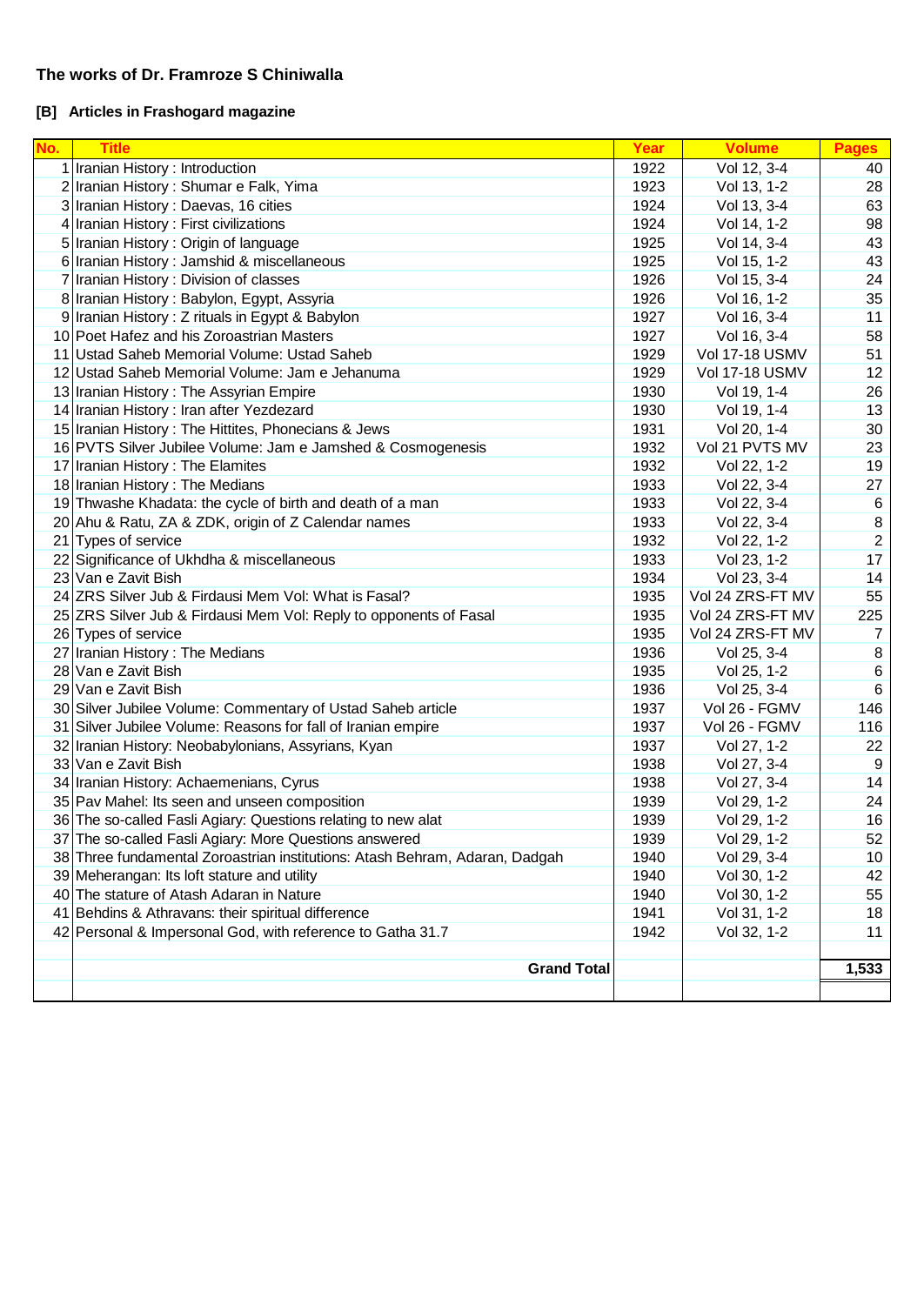## The works of Dr. Framroze S Chiniwalla

### [B] Articles in Frashogard magazine

| No. | Title | Year | Volume | Pages |
|---|---|---|---|---|
| 1 | Iranian History : Introduction | 1922 | Vol 12, 3-4 | 40 |
| 2 | Iranian History : Shumar e Falk, Yima | 1923 | Vol 13, 1-2 | 28 |
| 3 | Iranian History : Daevas, 16 cities | 1924 | Vol 13, 3-4 | 63 |
| 4 | Iranian History : First civilizations | 1924 | Vol 14, 1-2 | 98 |
| 5 | Iranian History : Origin of language | 1925 | Vol 14, 3-4 | 43 |
| 6 | Iranian History : Jamshid & miscellaneous | 1925 | Vol 15, 1-2 | 43 |
| 7 | Iranian History : Division of classes | 1926 | Vol 15, 3-4 | 24 |
| 8 | Iranian History : Babylon, Egypt, Assyria | 1926 | Vol 16, 1-2 | 35 |
| 9 | Iranian History : Z rituals in Egypt & Babylon | 1927 | Vol 16, 3-4 | 11 |
| 10 | Poet Hafez and his Zoroastrian Masters | 1927 | Vol 16, 3-4 | 58 |
| 11 | Ustad Saheb Memorial Volume: Ustad Saheb | 1929 | Vol 17-18 USMV | 51 |
| 12 | Ustad Saheb Memorial Volume: Jam e Jehanuma | 1929 | Vol 17-18 USMV | 12 |
| 13 | Iranian History : The Assyrian Empire | 1930 | Vol 19, 1-4 | 26 |
| 14 | Iranian History : Iran after Yezdezard | 1930 | Vol 19, 1-4 | 13 |
| 15 | Iranian History : The Hittites, Phonecians & Jews | 1931 | Vol 20, 1-4 | 30 |
| 16 | PVTS Silver Jubilee Volume: Jam e Jamshed & Cosmogenesis | 1932 | Vol 21 PVTS MV | 23 |
| 17 | Iranian History : The Elamites | 1932 | Vol 22, 1-2 | 19 |
| 18 | Iranian History : The Medians | 1933 | Vol 22, 3-4 | 27 |
| 19 | Thwashe Khadata: the cycle of birth and death of a man | 1933 | Vol 22, 3-4 | 6 |
| 20 | Ahu & Ratu, ZA & ZDK, origin of Z Calendar names | 1933 | Vol 22, 3-4 | 8 |
| 21 | Types of service | 1932 | Vol 22, 1-2 | 2 |
| 22 | Significance of Ukhdha & miscellaneous | 1933 | Vol 23, 1-2 | 17 |
| 23 | Van e Zavit Bish | 1934 | Vol 23, 3-4 | 14 |
| 24 | ZRS Silver Jub & Firdausi Mem Vol: What is Fasal? | 1935 | Vol 24 ZRS-FT MV | 55 |
| 25 | ZRS Silver Jub & Firdausi Mem Vol: Reply to opponents of Fasal | 1935 | Vol 24 ZRS-FT MV | 225 |
| 26 | Types of service | 1935 | Vol 24 ZRS-FT MV | 7 |
| 27 | Iranian History : The Medians | 1936 | Vol 25, 3-4 | 8 |
| 28 | Van e Zavit Bish | 1935 | Vol 25, 1-2 | 6 |
| 29 | Van e Zavit Bish | 1936 | Vol 25, 3-4 | 6 |
| 30 | Silver Jubilee Volume: Commentary of Ustad Saheb article | 1937 | Vol 26 - FGMV | 146 |
| 31 | Silver Jubilee Volume: Reasons for fall of Iranian empire | 1937 | Vol 26 - FGMV | 116 |
| 32 | Iranian History: Neobabylonians, Assyrians, Kyan | 1937 | Vol 27, 1-2 | 22 |
| 33 | Van e Zavit Bish | 1938 | Vol 27, 3-4 | 9 |
| 34 | Iranian History: Achaemenians, Cyrus | 1938 | Vol 27, 3-4 | 14 |
| 35 | Pav Mahel: Its seen and unseen composition | 1939 | Vol 29, 1-2 | 24 |
| 36 | The so-called Fasli Agiary: Questions relating to new alat | 1939 | Vol 29, 1-2 | 16 |
| 37 | The so-called Fasli Agiary: More Questions answered | 1939 | Vol 29, 1-2 | 52 |
| 38 | Three fundamental Zoroastrian institutions: Atash Behram, Adaran, Dadgah | 1940 | Vol 29, 3-4 | 10 |
| 39 | Meherangan: Its loft stature and utility | 1940 | Vol 30, 1-2 | 42 |
| 40 | The stature of Atash Adaran in Nature | 1940 | Vol 30, 1-2 | 55 |
| 41 | Behdins & Athravans: their spiritual difference | 1941 | Vol 31, 1-2 | 18 |
| 42 | Personal & Impersonal God, with reference to Gatha 31.7 | 1942 | Vol 32, 1-2 | 11 |
| | **Grand Total** | | | **1,533** |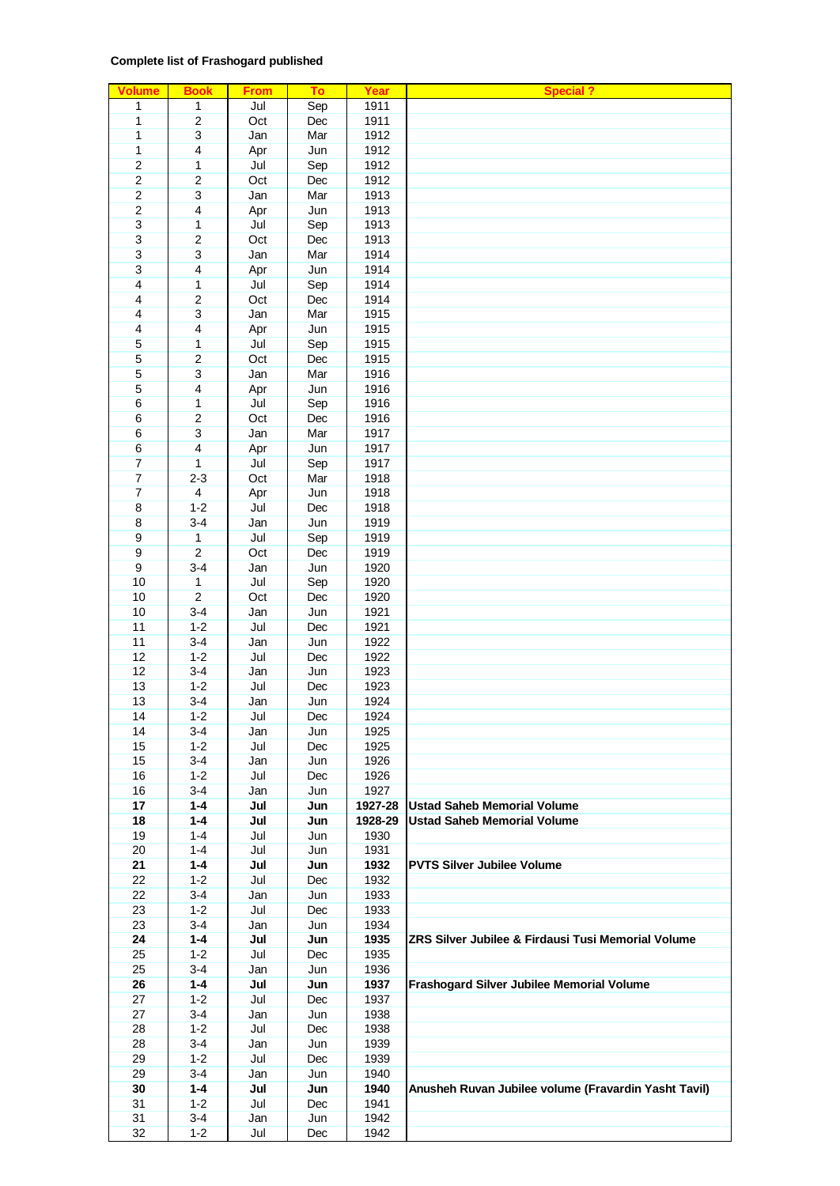**Complete list of Frashogard published**

| Volume | Book | From | To | Year | Special ? |
|---|---|---|---|---|---|
| 1 | 1 | Jul | Sep | 1911 | |
| 1 | 2 | Oct | Dec | 1911 | |
| 1 | 3 | Jan | Mar | 1912 | |
| 1 | 4 | Apr | Jun | 1912 | |
| 2 | 1 | Jul | Sep | 1912 | |
| 2 | 2 | Oct | Dec | 1912 | |
| 2 | 3 | Jan | Mar | 1913 | |
| 2 | 4 | Apr | Jun | 1913 | |
| 3 | 1 | Jul | Sep | 1913 | |
| 3 | 2 | Oct | Dec | 1913 | |
| 3 | 3 | Jan | Mar | 1914 | |
| 3 | 4 | Apr | Jun | 1914 | |
| 4 | 1 | Jul | Sep | 1914 | |
| 4 | 2 | Oct | Dec | 1914 | |
| 4 | 3 | Jan | Mar | 1915 | |
| 4 | 4 | Apr | Jun | 1915 | |
| 5 | 1 | Jul | Sep | 1915 | |
| 5 | 2 | Oct | Dec | 1915 | |
| 5 | 3 | Jan | Mar | 1916 | |
| 5 | 4 | Apr | Jun | 1916 | |
| 6 | 1 | Jul | Sep | 1916 | |
| 6 | 2 | Oct | Dec | 1916 | |
| 6 | 3 | Jan | Mar | 1917 | |
| 6 | 4 | Apr | Jun | 1917 | |
| 7 | 1 | Jul | Sep | 1917 | |
| 7 | 2-3 | Oct | Mar | 1918 | |
| 7 | 4 | Apr | Jun | 1918 | |
| 8 | 1-2 | Jul | Dec | 1918 | |
| 8 | 3-4 | Jan | Jun | 1919 | |
| 9 | 1 | Jul | Sep | 1919 | |
| 9 | 2 | Oct | Dec | 1919 | |
| 9 | 3-4 | Jan | Jun | 1920 | |
| 10 | 1 | Jul | Sep | 1920 | |
| 10 | 2 | Oct | Dec | 1920 | |
| 10 | 3-4 | Jan | Jun | 1921 | |
| 11 | 1-2 | Jul | Dec | 1921 | |
| 11 | 3-4 | Jan | Jun | 1922 | |
| 12 | 1-2 | Jul | Dec | 1922 | |
| 12 | 3-4 | Jan | Jun | 1923 | |
| 13 | 1-2 | Jul | Dec | 1923 | |
| 13 | 3-4 | Jan | Jun | 1924 | |
| 14 | 1-2 | Jul | Dec | 1924 | |
| 14 | 3-4 | Jan | Jun | 1925 | |
| 15 | 1-2 | Jul | Dec | 1925 | |
| 15 | 3-4 | Jan | Jun | 1926 | |
| 16 | 1-2 | Jul | Dec | 1926 | |
| 16 | 3-4 | Jan | Jun | 1927 | |
| **17** | **1-4** | **Jul** | **Jun** | **1927-28** | **Ustad Saheb Memorial Volume** |
| **18** | **1-4** | **Jul** | **Jun** | **1928-29** | **Ustad Saheb Memorial Volume** |
| 19 | 1-4 | Jul | Jun | 1930 | |
| 20 | 1-4 | Jul | Jun | 1931 | |
| **21** | **1-4** | **Jul** | **Jun** | **1932** | **PVTS Silver Jubilee Volume** |
| 22 | 1-2 | Jul | Dec | 1932 | |
| 22 | 3-4 | Jan | Jun | 1933 | |
| 23 | 1-2 | Jul | Dec | 1933 | |
| 23 | 3-4 | Jan | Jun | 1934 | |
| **24** | **1-4** | **Jul** | **Jun** | **1935** | **ZRS Silver Jubilee & Firdausi Tusi Memorial Volume** |
| 25 | 1-2 | Jul | Dec | 1935 | |
| 25 | 3-4 | Jan | Jun | 1936 | |
| **26** | **1-4** | **Jul** | **Jun** | **1937** | **Frashogard Silver Jubilee Memorial Volume** |
| 27 | 1-2 | Jul | Dec | 1937 | |
| 27 | 3-4 | Jan | Jun | 1938 | |
| 28 | 1-2 | Jul | Dec | 1938 | |
| 28 | 3-4 | Jan | Jun | 1939 | |
| 29 | 1-2 | Jul | Dec | 1939 | |
| 29 | 3-4 | Jan | Jun | 1940 | |
| **30** | **1-4** | **Jul** | **Jun** | **1940** | **Anusheh Ruvan Jubilee volume (Fravardin Yasht Tavil)** |
| 31 | 1-2 | Jul | Dec | 1941 | |
| 31 | 3-4 | Jan | Jun | 1942 | |
| 32 | 1-2 | Jul | Dec | 1942 | |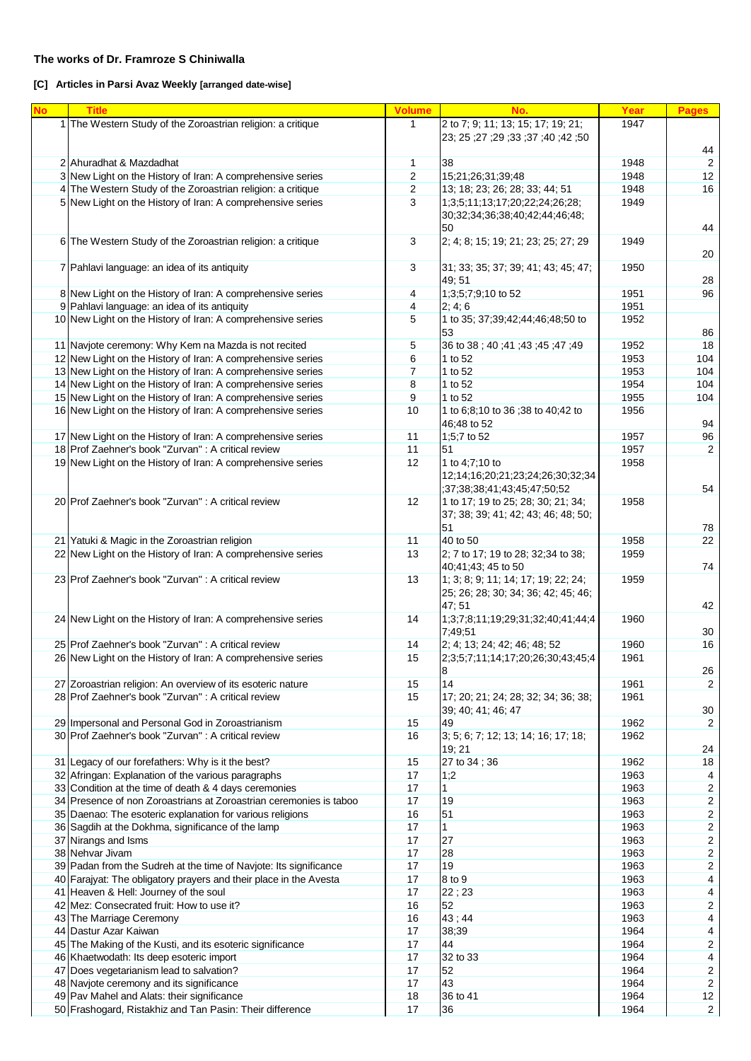**The works of Dr. Framroze S Chiniwalla**

**[C] Articles in Parsi Avaz Weekly [arranged date-wise]**

| No | Title | Volume | No. | Year | Pages |
|---|---|---|---|---|---|
| 1 | The Western Study of the Zoroastrian religion: a critique | 1 | 2 to 7; 9; 11; 13; 15; 17; 19; 21; 23; 25 ;27 ;29 ;33 ;37 ;40 ;42 ;50 | 1947 | 44 |
| 2 | Ahuradhat & Mazdadhat | 1 | 38 | 1948 | 2 |
| 3 | New Light on the History of Iran: A comprehensive series | 2 | 15;21;26;31;39;48 | 1948 | 12 |
| 4 | The Western Study of the Zoroastrian religion: a critique | 2 | 13; 18; 23; 26; 28; 33; 44; 51 | 1948 | 16 |
| 5 | New Light on the History of Iran: A comprehensive series | 3 | 1;3;5;11;13;17;20;22;24;26;28; 30;32;34;36;38;40;42;44;46;48; 50 | 1949 | 44 |
| 6 | The Western Study of the Zoroastrian religion: a critique | 3 | 2; 4; 8; 15; 19; 21; 23; 25; 27; 29 | 1949 | 20 |
| 7 | Pahlavi language: an idea of its antiquity | 3 | 31; 33; 35; 37; 39; 41; 43; 45; 47; 49; 51 | 1950 | 28 |
| 8 | New Light on the History of Iran: A comprehensive series | 4 | 1;3;5;7;9;10 to 52 | 1951 | 96 |
| 9 | Pahlavi language: an idea of its antiquity | 4 | 2; 4; 6 | 1951 | |
| 10 | New Light on the History of Iran: A comprehensive series | 5 | 1 to 35; 37;39;42;44;46;48;50 to 53 | 1952 | 86 |
| 11 | Navjote ceremony: Why Kem na Mazda is not recited | 5 | 36 to 38 ; 40 ;41 ;43 ;45 ;47 ;49 | 1952 | 18 |
| 12 | New Light on the History of Iran: A comprehensive series | 6 | 1 to 52 | 1953 | 104 |
| 13 | New Light on the History of Iran: A comprehensive series | 7 | 1 to 52 | 1953 | 104 |
| 14 | New Light on the History of Iran: A comprehensive series | 8 | 1 to 52 | 1954 | 104 |
| 15 | New Light on the History of Iran: A comprehensive series | 9 | 1 to 52 | 1955 | 104 |
| 16 | New Light on the History of Iran: A comprehensive series | 10 | 1 to 6;8;10 to 36 ;38 to 40;42 to 46;48 to 52 | 1956 | 94 |
| 17 | New Light on the History of Iran: A comprehensive series | 11 | 1;5;7 to 52 | 1957 | 96 |
| 18 | Prof Zaehner's book "Zurvan" : A critical review | 11 | 51 | 1957 | 2 |
| 19 | New Light on the History of Iran: A comprehensive series | 12 | 1 to 4;7;10 to 12;14;16;20;21;23;24;26;30;32;34 ;37;38;38;41;43;45;47;50;52 | 1958 | 54 |
| 20 | Prof Zaehner's book "Zurvan" : A critical review | 12 | 1 to 17; 19 to 25; 28; 30; 21; 34; 37; 38; 39; 41; 42; 43; 46; 48; 50; 51 | 1958 | 78 |
| 21 | Yatuki & Magic in the Zoroastrian religion | 11 | 40 to 50 | 1958 | 22 |
| 22 | New Light on the History of Iran: A comprehensive series | 13 | 2; 7 to 17; 19 to 28; 32;34 to 38; 40;41;43; 45 to 50 | 1959 | 74 |
| 23 | Prof Zaehner's book "Zurvan" : A critical review | 13 | 1; 3; 8; 9; 11; 14; 17; 19; 22; 24; 25; 26; 28; 30; 34; 36; 42; 45; 46; 47; 51 | 1959 | 42 |
| 24 | New Light on the History of Iran: A comprehensive series | 14 | 1;3;7;8;11;19;29;31;32;40;41;44;47;49;51 | 1960 | 30 |
| 25 | Prof Zaehner's book "Zurvan" : A critical review | 14 | 2; 4; 13; 24; 42; 46; 48; 52 | 1960 | 16 |
| 26 | New Light on the History of Iran: A comprehensive series | 15 | 2;3;5;7;11;14;17;20;26;30;43;45;48 | 1961 | 26 |
| 27 | Zoroastrian religion: An overview of its esoteric nature | 15 | 14 | 1961 | 2 |
| 28 | Prof Zaehner's book "Zurvan" : A critical review | 15 | 17; 20; 21; 24; 28; 32; 34; 36; 38; 39; 40; 41; 46; 47 | 1961 | 30 |
| 29 | Impersonal and Personal God in Zoroastrianism | 15 | 49 | 1962 | 2 |
| 30 | Prof Zaehner's book "Zurvan" : A critical review | 16 | 3; 5; 6; 7; 12; 13; 14; 16; 17; 18; 19; 21 | 1962 | 24 |
| 31 | Legacy of our forefathers: Why is it the best? | 15 | 27 to 34 ; 36 | 1962 | 18 |
| 32 | Afringan: Explanation of the various paragraphs | 17 | 1;2 | 1963 | 4 |
| 33 | Condition at the time of death & 4 days ceremonies | 17 | 1 | 1963 | 2 |
| 34 | Presence of non Zoroastrians at Zoroastrian ceremonies is taboo | 17 | 19 | 1963 | 2 |
| 35 | Daenao: The esoteric explanation for various religions | 16 | 51 | 1963 | 2 |
| 36 | Sagdih at the Dokhma, significance of the lamp | 17 | 1 | 1963 | 2 |
| 37 | Nirangs and Isms | 17 | 27 | 1963 | 2 |
| 38 | Nehvar Jivam | 17 | 28 | 1963 | 2 |
| 39 | Padan from the Sudreh at the time of Navjote: Its significance | 17 | 19 | 1963 | 2 |
| 40 | Farajyat: The obligatory prayers and their place in the Avesta | 17 | 8 to 9 | 1963 | 4 |
| 41 | Heaven & Hell: Journey of the soul | 17 | 22 ; 23 | 1963 | 4 |
| 42 | Mez: Consecrated fruit: How to use it? | 16 | 52 | 1963 | 2 |
| 43 | The Marriage Ceremony | 16 | 43 ; 44 | 1963 | 4 |
| 44 | Dastur Azar Kaiwan | 17 | 38;39 | 1964 | 4 |
| 45 | The Making of the Kusti, and its esoteric significance | 17 | 44 | 1964 | 2 |
| 46 | Khaetwodath: Its deep esoteric import | 17 | 32 to 33 | 1964 | 4 |
| 47 | Does vegetarianism lead to salvation? | 17 | 52 | 1964 | 2 |
| 48 | Navjote ceremony and its significance | 17 | 43 | 1964 | 2 |
| 49 | Pav Mahel and Alats: their significance | 18 | 36 to 41 | 1964 | 12 |
| 50 | Frashogard, Ristakhiz and Tan Pasin: Their difference | 17 | 36 | 1964 | 2 |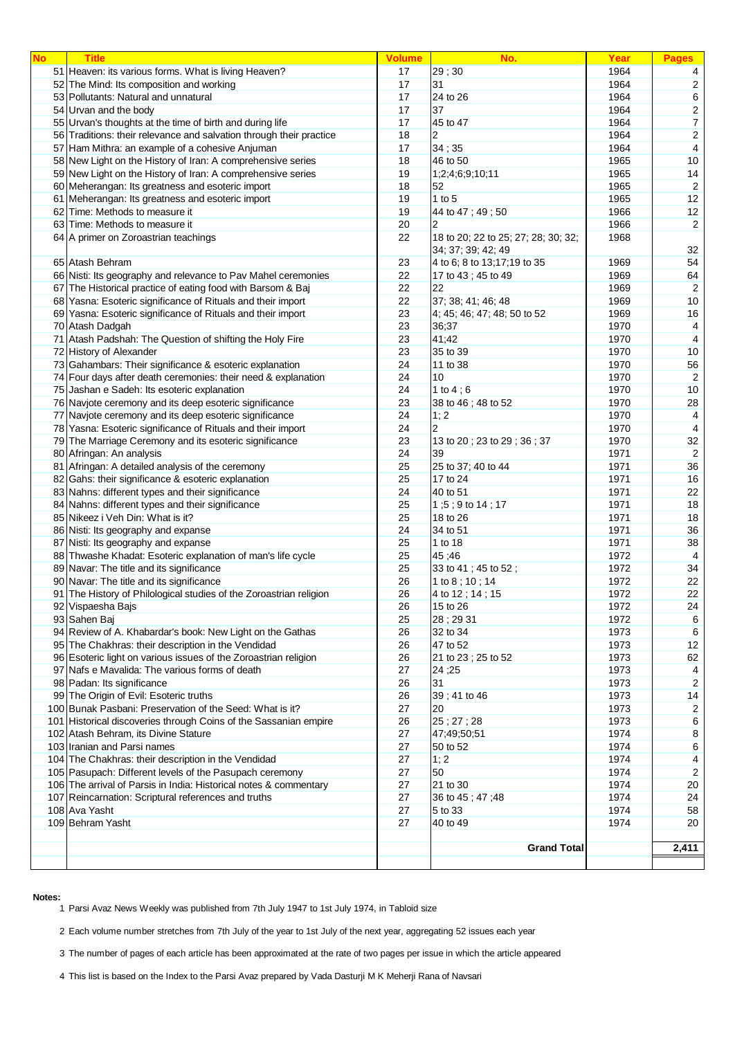| No | Title | Volume | No. | Year | Pages |
|---|---|---|---|---|---|
| 51 | Heaven: its various forms. What is living Heaven? | 17 | 29 ; 30 | 1964 | 4 |
| 52 | The Mind: Its composition and working | 17 | 31 | 1964 | 2 |
| 53 | Pollutants: Natural and unnatural | 17 | 24 to 26 | 1964 | 6 |
| 54 | Urvan and the body | 17 | 37 | 1964 | 2 |
| 55 | Urvan's thoughts at the time of birth and during life | 17 | 45 to 47 | 1964 | 7 |
| 56 | Traditions: their relevance and salvation through their practice | 18 | 2 | 1964 | 2 |
| 57 | Ham Mithra: an example of a cohesive Anjuman | 17 | 34 ; 35 | 1964 | 4 |
| 58 | New Light on the History of Iran: A comprehensive series | 18 | 46 to 50 | 1965 | 10 |
| 59 | New Light on the History of Iran: A comprehensive series | 19 | 1;2;4;6;9;10;11 | 1965 | 14 |
| 60 | Meherangan: Its greatness and esoteric import | 18 | 52 | 1965 | 2 |
| 61 | Meherangan: Its greatness and esoteric import | 19 | 1 to 5 | 1965 | 12 |
| 62 | Time: Methods to measure it | 19 | 44 to 47 ; 49 ; 50 | 1966 | 12 |
| 63 | Time: Methods to measure it | 20 | 2 | 1966 | 2 |
| 64 | A primer on Zoroastrian teachings | 22 | 18 to 20; 22 to 25; 27; 28; 30; 32; 34; 37; 39; 42; 49 | 1968 | 32 |
| 65 | Atash Behram | 23 | 4 to 6; 8 to 13;17;19 to 35 | 1969 | 54 |
| 66 | Nisti: Its geography and relevance to Pav Mahel ceremonies | 22 | 17 to 43 ; 45 to 49 | 1969 | 64 |
| 67 | The Historical practice of eating food with Barsom & Baj | 22 | 22 | 1969 | 2 |
| 68 | Yasna: Esoteric significance of Rituals and their import | 22 | 37; 38; 41; 46; 48 | 1969 | 10 |
| 69 | Yasna: Esoteric significance of Rituals and their import | 23 | 4; 45; 46; 47; 48; 50 to 52 | 1969 | 16 |
| 70 | Atash Dadgah | 23 | 36;37 | 1970 | 4 |
| 71 | Atash Padshah: The Question of shifting the Holy Fire | 23 | 41;42 | 1970 | 4 |
| 72 | History of Alexander | 23 | 35 to 39 | 1970 | 10 |
| 73 | Gahambars: Their significance & esoteric explanation | 24 | 11 to 38 | 1970 | 56 |
| 74 | Four days after death ceremonies: their need & explanation | 24 | 10 | 1970 | 2 |
| 75 | Jashan e Sadeh: Its esoteric explanation | 24 | 1 to 4 ; 6 | 1970 | 10 |
| 76 | Navjote ceremony and its deep esoteric significance | 23 | 38 to 46 ; 48 to 52 | 1970 | 28 |
| 77 | Navjote ceremony and its deep esoteric significance | 24 | 1; 2 | 1970 | 4 |
| 78 | Yasna: Esoteric significance of Rituals and their import | 24 | 2 | 1970 | 4 |
| 79 | The Marriage Ceremony and its esoteric significance | 23 | 13 to 20 ; 23 to 29 ; 36 ; 37 | 1970 | 32 |
| 80 | Afringan: An analysis | 24 | 39 | 1971 | 2 |
| 81 | Afringan: A detailed analysis of the ceremony | 25 | 25 to 37; 40 to 44 | 1971 | 36 |
| 82 | Gahs: their significance & esoteric explanation | 25 | 17 to 24 | 1971 | 16 |
| 83 | Nahns: different types and their significance | 24 | 40 to 51 | 1971 | 22 |
| 84 | Nahns: different types and their significance | 25 | 1 ;5 ; 9 to 14 ; 17 | 1971 | 18 |
| 85 | Nikeez i Veh Din: What is it? | 25 | 18 to 26 | 1971 | 18 |
| 86 | Nisti: Its geography and expanse | 24 | 34 to 51 | 1971 | 36 |
| 87 | Nisti: Its geography and expanse | 25 | 1 to 18 | 1971 | 38 |
| 88 | Thwashe Khadat: Esoteric explanation of man's life cycle | 25 | 45 ;46 | 1972 | 4 |
| 89 | Navar: The title and its significance | 25 | 33 to 41 ; 45 to 52 ; | 1972 | 34 |
| 90 | Navar: The title and its significance | 26 | 1 to 8 ; 10 ; 14 | 1972 | 22 |
| 91 | The History of Philological studies of the Zoroastrian religion | 26 | 4 to 12 ; 14 ; 15 | 1972 | 22 |
| 92 | Vispaesha Bajs | 26 | 15 to 26 | 1972 | 24 |
| 93 | Sahen Baj | 25 | 28 ; 29 31 | 1972 | 6 |
| 94 | Review of A. Khabardar's book: New Light on the Gathas | 26 | 32 to 34 | 1973 | 6 |
| 95 | The Chakhras: their description in the Vendidad | 26 | 47 to 52 | 1973 | 12 |
| 96 | Esoteric light on various issues of the Zoroastrian religion | 26 | 21 to 23 ; 25 to 52 | 1973 | 62 |
| 97 | Nafs e Mavalida: The various forms of death | 27 | 24 ;25 | 1973 | 4 |
| 98 | Padan: Its significance | 26 | 31 | 1973 | 2 |
| 99 | The Origin of Evil: Esoteric truths | 26 | 39 ; 41 to 46 | 1973 | 14 |
| 100 | Bunak Pasbani: Preservation of the Seed: What is it? | 27 | 20 | 1973 | 2 |
| 101 | Historical discoveries through Coins of the Sassanian empire | 26 | 25 ; 27 ; 28 | 1973 | 6 |
| 102 | Atash Behram, its Divine Stature | 27 | 47;49;50;51 | 1974 | 8 |
| 103 | Iranian and Parsi names | 27 | 50 to 52 | 1974 | 6 |
| 104 | The Chakhras: their description in the Vendidad | 27 | 1; 2 | 1974 | 4 |
| 105 | Pasupach: Different levels of the Pasupach ceremony | 27 | 50 | 1974 | 2 |
| 106 | The arrival of Parsis in India: Historical notes & commentary | 27 | 21 to 30 | 1974 | 20 |
| 107 | Reincarnation: Scriptural references and truths | 27 | 36 to 45 ; 47 ;48 | 1974 | 24 |
| 108 | Ava Yasht | 27 | 5 to 33 | 1974 | 58 |
| 109 | Behram Yasht | 27 | 40 to 49 | 1974 | 20 |
| | | | **Grand Total** | | **2,411** |

**Notes:**

1. Parsi Avaz News Weekly was published from 7th July 1947 to 1st July 1974, in Tabloid size
2. Each volume number stretches from 7th July of the year to 1st July of the next year, aggregating 52 issues each year
3. The number of pages of each article has been approximated at the rate of two pages per issue in which the article appeared
4. This list is based on the Index to the Parsi Avaz prepared by Vada Dasturji M K Meherji Rana of Navsari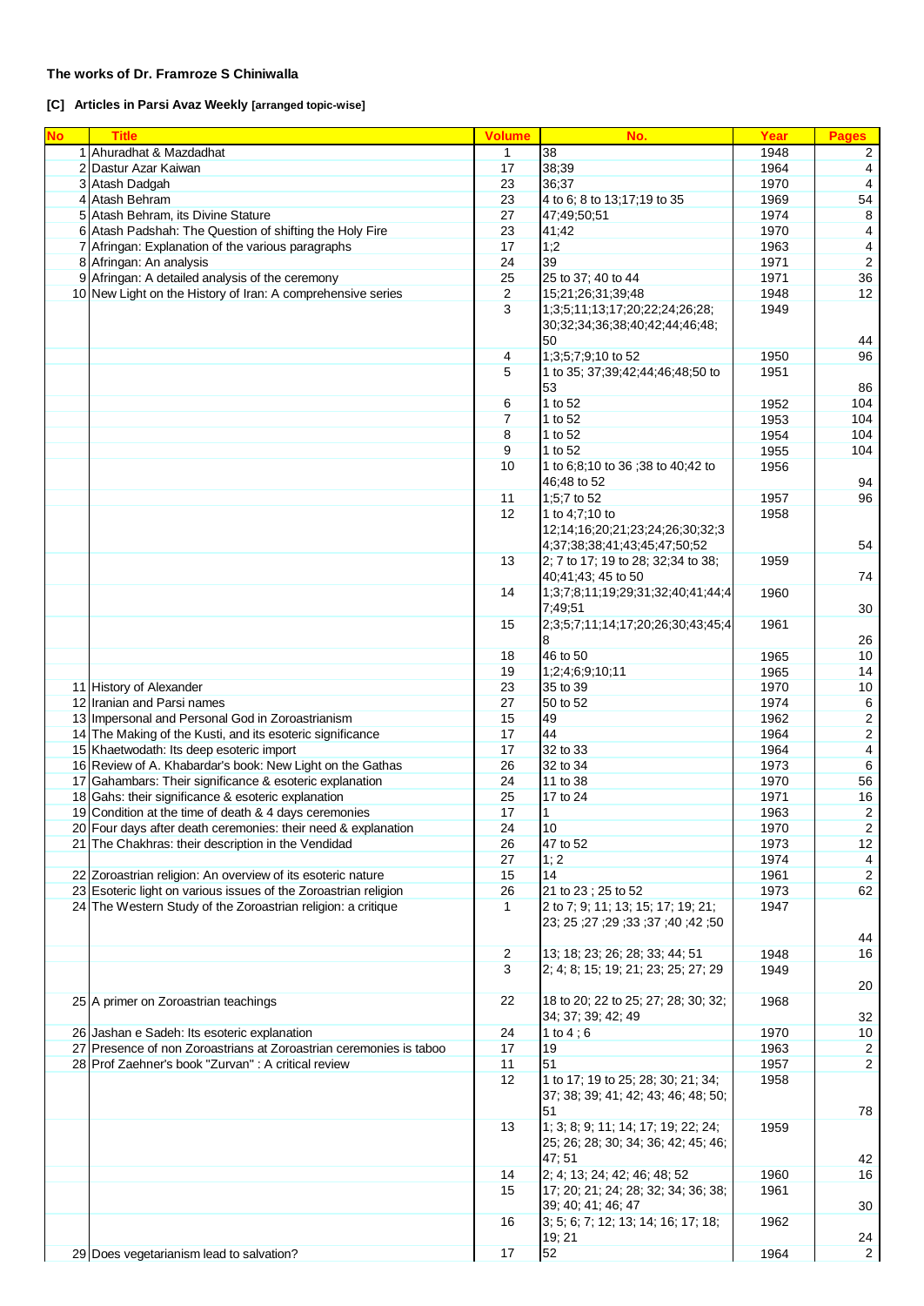**The works of Dr. Framroze S Chiniwalla**

**[C] Articles in Parsi Avaz Weekly [arranged topic-wise]**

| No | Title | Volume | No. | Year | Pages |
|---|---|---|---|---|---|
| 1 | Ahuradhat & Mazdadhat | 1 | 38 | 1948 | 2 |
| 2 | Dastur Azar Kaiwan | 17 | 38;39 | 1964 | 4 |
| 3 | Atash Dadgah | 23 | 36;37 | 1970 | 4 |
| 4 | Atash Behram | 23 | 4 to 6; 8 to 13;17;19 to 35 | 1969 | 54 |
| 5 | Atash Behram, its Divine Stature | 27 | 47;49;50;51 | 1974 | 8 |
| 6 | Atash Padshah: The Question of shifting the Holy Fire | 23 | 41;42 | 1970 | 4 |
| 7 | Afringan: Explanation of the various paragraphs | 17 | 1;2 | 1963 | 4 |
| 8 | Afringan: An analysis | 24 | 39 | 1971 | 2 |
| 9 | Afringan: A detailed analysis of the ceremony | 25 | 25 to 37; 40 to 44 | 1971 | 36 |
| 10 | New Light on the History of Iran: A comprehensive series | 2 | 15;21;26;31;39;48 | 1948 | 12 |
| | | 3 | 1;3;5;11;13;17;20;22;24;26;28;30;32;34;36;38;40;42;44;46;48;50 | 1949 | 44 |
| | | 4 | 1;3;5;7;9;10 to 52 | 1950 | 96 |
| | | 5 | 1 to 35; 37;39;42;44;46;48;50 to 53 | 1951 | 86 |
| | | 6 | 1 to 52 | 1952 | 104 |
| | | 7 | 1 to 52 | 1953 | 104 |
| | | 8 | 1 to 52 | 1954 | 104 |
| | | 9 | 1 to 52 | 1955 | 104 |
| | | 10 | 1 to 6;8;10 to 36 ;38 to 40;42 to 46;48 to 52 | 1956 | 94 |
| | | 11 | 1;5;7 to 52 | 1957 | 96 |
| | | 12 | 1 to 4;7;10 to 12;14;16;20;21;23;24;26;30;32;34;37;38;38;41;43;45;47;50;52 | 1958 | 54 |
| | | 13 | 2; 7 to 17; 19 to 28; 32;34 to 38; 40;41;43; 45 to 50 | 1959 | 74 |
| | | 14 | 1;3;7;8;11;19;29;31;32;40;41;44;47;49;51 | 1960 | 30 |
| | | 15 | 2;3;5;7;11;14;17;20;26;30;43;45;48 | 1961 | 26 |
| | | 18 | 46 to 50 | 1965 | 10 |
| | | 19 | 1;2;4;6;9;10;11 | 1965 | 14 |
| 11 | History of Alexander | 23 | 35 to 39 | 1970 | 10 |
| 12 | Iranian and Parsi names | 27 | 50 to 52 | 1974 | 6 |
| 13 | Impersonal and Personal God in Zoroastrianism | 15 | 49 | 1962 | 2 |
| 14 | The Making of the Kusti, and its esoteric significance | 17 | 44 | 1964 | 2 |
| 15 | Khaetwodath: Its deep esoteric import | 17 | 32 to 33 | 1964 | 4 |
| 16 | Review of A. Khabardar's book: New Light on the Gathas | 26 | 32 to 34 | 1973 | 6 |
| 17 | Gahambars: Their significance & esoteric explanation | 24 | 11 to 38 | 1970 | 56 |
| 18 | Gahs: their significance & esoteric explanation | 25 | 17 to 24 | 1971 | 16 |
| 19 | Condition at the time of death & 4 days ceremonies | 17 | 1 | 1963 | 2 |
| 20 | Four days after death ceremonies: their need & explanation | 24 | 10 | 1970 | 2 |
| 21 | The Chakhras: their description in the Vendidad | 26 | 47 to 52 | 1973 | 12 |
| | | 27 | 1; 2 | 1974 | 4 |
| 22 | Zoroastrian religion: An overview of its esoteric nature | 15 | 14 | 1961 | 2 |
| 23 | Esoteric light on various issues of the Zoroastrian religion | 26 | 21 to 23 ; 25 to 52 | 1973 | 62 |
| 24 | The Western Study of the Zoroastrian religion: a critique | 1 | 2 to 7; 9; 11; 13; 15; 17; 19; 21; 23; 25 ;27 ;29 ;33 ;37 ;40 ;42 ;50 | 1947 | 44 |
| | | 2 | 13; 18; 23; 26; 28; 33; 44; 51 | 1948 | 16 |
| | | 3 | 2; 4; 8; 15; 19; 21; 23; 25; 27; 29 | 1949 | 20 |
| 25 | A primer on Zoroastrian teachings | 22 | 18 to 20; 22 to 25; 27; 28; 30; 32; 34; 37; 39; 42; 49 | 1968 | 32 |
| 26 | Jashan e Sadeh: Its esoteric explanation | 24 | 1 to 4 ; 6 | 1970 | 10 |
| 27 | Presence of non Zoroastrians at Zoroastrian ceremonies is taboo | 17 | 19 | 1963 | 2 |
| 28 | Prof Zaehner's book "Zurvan" : A critical review | 11 | 51 | 1957 | 2 |
| | | 12 | 1 to 17; 19 to 25; 28; 30; 21; 34; 37; 38; 39; 41; 42; 43; 46; 48; 50; 51 | 1958 | 78 |
| | | 13 | 1; 3; 8; 9; 11; 14; 17; 19; 22; 24; 25; 26; 28; 30; 34; 36; 42; 45; 46; 47; 51 | 1959 | 42 |
| | | 14 | 2; 4; 13; 24; 42; 46; 48; 52 | 1960 | 16 |
| | | 15 | 17; 20; 21; 24; 28; 32; 34; 36; 38; 39; 40; 41; 46; 47 | 1961 | 30 |
| | | 16 | 3; 5; 6; 7; 12; 13; 14; 16; 17; 18; 19; 21 | 1962 | 24 |
| 29 | Does vegetarianism lead to salvation? | 17 | 52 | 1964 | 2 |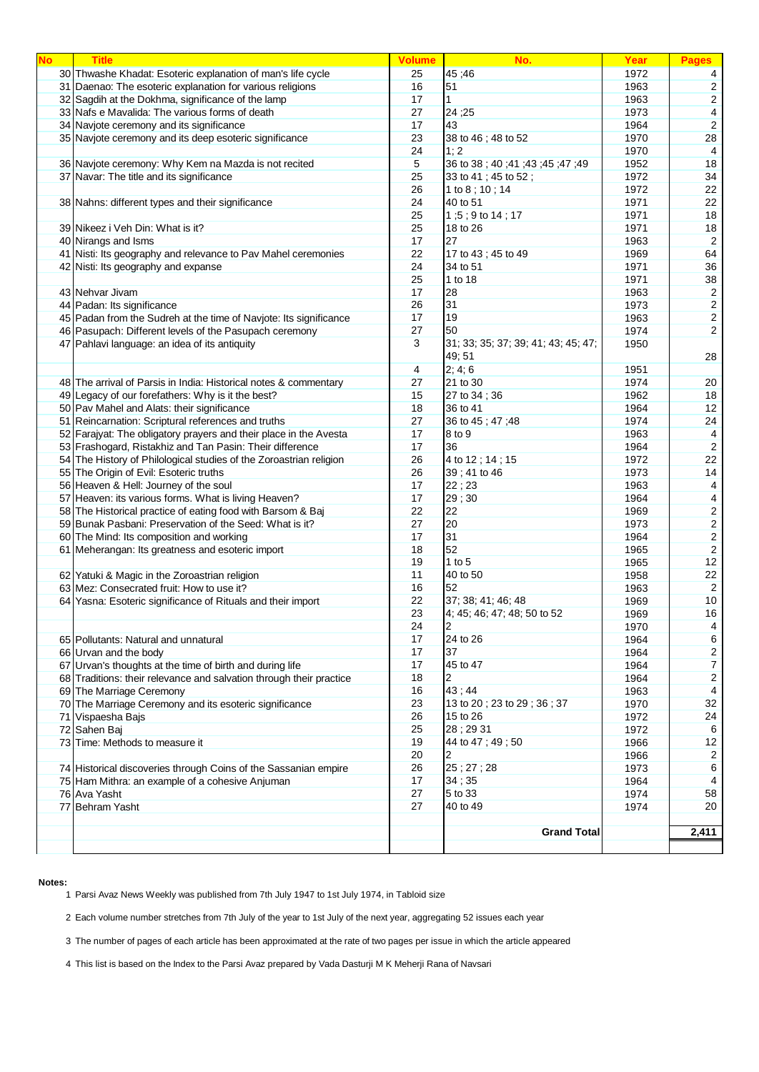| No | Title | Volume | No. | Year | Pages |
|---|---|---|---|---|---|
| 30 | Thwashe Khadat: Esoteric explanation of man's life cycle | 25 | 45 ;46 | 1972 | 4 |
| 31 | Daenao: The esoteric explanation for various religions | 16 | 51 | 1963 | 2 |
| 32 | Sagdih at the Dokhma, significance of the lamp | 17 | 1 | 1963 | 2 |
| 33 | Nafs e Mavalida: The various forms of death | 27 | 24 ;25 | 1973 | 4 |
| 34 | Navjote ceremony and its significance | 17 | 43 | 1964 | 2 |
| 35 | Navjote ceremony and its deep esoteric significance | 23 | 38 to 46 ; 48 to 52 | 1970 | 28 |
| | | 24 | 1; 2 | 1970 | 4 |
| 36 | Navjote ceremony: Why Kem na Mazda is not recited | 5 | 36 to 38 ; 40 ;41 ;43 ;45 ;47 ;49 | 1952 | 18 |
| 37 | Navar: The title and its significance | 25 | 33 to 41 ; 45 to 52 ; | 1972 | 34 |
| | | 26 | 1 to 8 ; 10 ; 14 | 1972 | 22 |
| 38 | Nahns: different types and their significance | 24 | 40 to 51 | 1971 | 22 |
| | | 25 | 1 ;5 ; 9 to 14 ; 17 | 1971 | 18 |
| 39 | Nikeez i Veh Din: What is it? | 25 | 18 to 26 | 1971 | 18 |
| 40 | Nirangs and Isms | 17 | 27 | 1963 | 2 |
| 41 | Nisti: Its geography and relevance to Pav Mahel ceremonies | 22 | 17 to 43 ; 45 to 49 | 1969 | 64 |
| 42 | Nisti: Its geography and expanse | 24 | 34 to 51 | 1971 | 36 |
| | | 25 | 1 to 18 | 1971 | 38 |
| 43 | Nehvar Jivam | 17 | 28 | 1963 | 2 |
| 44 | Padan: Its significance | 26 | 31 | 1973 | 2 |
| 45 | Padan from the Sudreh at the time of Navjote: Its significance | 17 | 19 | 1963 | 2 |
| 46 | Pasupach: Different levels of the Pasupach ceremony | 27 | 50 | 1974 | 2 |
| 47 | Pahlavi language: an idea of its antiquity | 3 | 31; 33; 35; 37; 39; 41; 43; 45; 47; 49; 51 | 1950 | 28 |
| | | 4 | 2; 4; 6 | 1951 | |
| 48 | The arrival of Parsis in India: Historical notes & commentary | 27 | 21 to 30 | 1974 | 20 |
| 49 | Legacy of our forefathers: Why is it the best? | 15 | 27 to 34 ; 36 | 1962 | 18 |
| 50 | Pav Mahel and Alats: their significance | 18 | 36 to 41 | 1964 | 12 |
| 51 | Reincarnation: Scriptural references and truths | 27 | 36 to 45 ; 47 ;48 | 1974 | 24 |
| 52 | Farajyat: The obligatory prayers and their place in the Avesta | 17 | 8 to 9 | 1963 | 4 |
| 53 | Frashogard, Ristakhiz and Tan Pasin: Their difference | 17 | 36 | 1964 | 2 |
| 54 | The History of Philological studies of the Zoroastrian religion | 26 | 4 to 12 ; 14 ; 15 | 1972 | 22 |
| 55 | The Origin of Evil: Esoteric truths | 26 | 39 ; 41 to 46 | 1973 | 14 |
| 56 | Heaven & Hell: Journey of the soul | 17 | 22 ; 23 | 1963 | 4 |
| 57 | Heaven: its various forms. What is living Heaven? | 17 | 29 ; 30 | 1964 | 4 |
| 58 | The Historical practice of eating food with Barsom & Baj | 22 | 22 | 1969 | 2 |
| 59 | Bunak Pasbani: Preservation of the Seed: What is it? | 27 | 20 | 1973 | 2 |
| 60 | The Mind: Its composition and working | 17 | 31 | 1964 | 2 |
| 61 | Meherangan: Its greatness and esoteric import | 18 | 52 | 1965 | 2 |
| | | 19 | 1 to 5 | 1965 | 12 |
| 62 | Yatuki & Magic in the Zoroastrian religion | 11 | 40 to 50 | 1958 | 22 |
| 63 | Mez: Consecrated fruit: How to use it? | 16 | 52 | 1963 | 2 |
| 64 | Yasna: Esoteric significance of Rituals and their import | 22 | 37; 38; 41; 46; 48 | 1969 | 10 |
| | | 23 | 4; 45; 46; 47; 48; 50 to 52 | 1969 | 16 |
| | | 24 | 2 | 1970 | 4 |
| 65 | Pollutants: Natural and unnatural | 17 | 24 to 26 | 1964 | 6 |
| 66 | Urvan and the body | 17 | 37 | 1964 | 2 |
| 67 | Urvan's thoughts at the time of birth and during life | 17 | 45 to 47 | 1964 | 7 |
| 68 | Traditions: their relevance and salvation through their practice | 18 | 2 | 1964 | 2 |
| 69 | The Marriage Ceremony | 16 | 43 ; 44 | 1963 | 4 |
| 70 | The Marriage Ceremony and its esoteric significance | 23 | 13 to 20 ; 23 to 29 ; 36 ; 37 | 1970 | 32 |
| 71 | Vispaesha Bajs | 26 | 15 to 26 | 1972 | 24 |
| 72 | Sahen Baj | 25 | 28 ; 29 31 | 1972 | 6 |
| 73 | Time: Methods to measure it | 19 | 44 to 47 ; 49 ; 50 | 1966 | 12 |
| | | 20 | 2 | 1966 | 2 |
| 74 | Historical discoveries through Coins of the Sassanian empire | 26 | 25 ; 27 ; 28 | 1973 | 6 |
| 75 | Ham Mithra: an example of a cohesive Anjuman | 17 | 34 ; 35 | 1964 | 4 |
| 76 | Ava Yasht | 27 | 5 to 33 | 1974 | 58 |
| 77 | Behram Yasht | 27 | 40 to 49 | 1974 | 20 |
| | | | **Grand Total** | | **2,411** |

**Notes:**

1. Parsi Avaz News Weekly was published from 7th July 1947 to 1st July 1974, in Tabloid size
2. Each volume number stretches from 7th July of the year to 1st July of the next year, aggregating 52 issues each year
3. The number of pages of each article has been approximated at the rate of two pages per issue in which the article appeared
4. This list is based on the Index to the Parsi Avaz prepared by Vada Dasturji M K Meherji Rana of Navsari